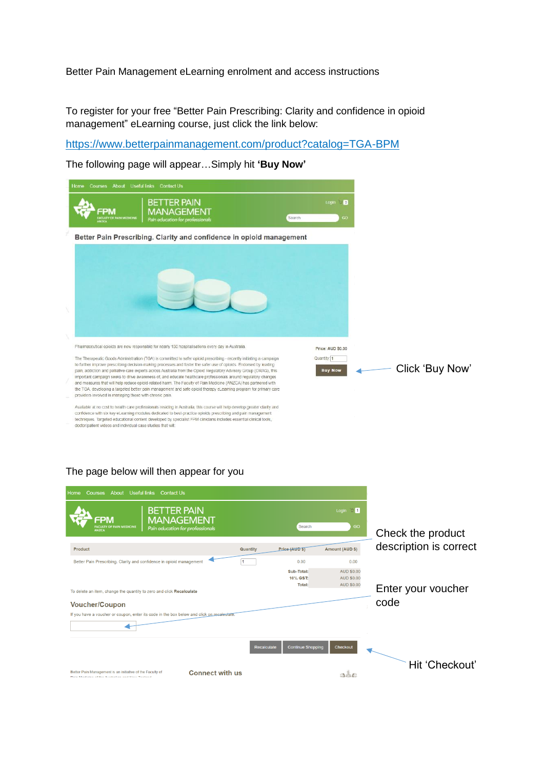Better Pain Management eLearning enrolment and access instructions

To register for your free "Better Pain Prescribing: Clarity and confidence in opioid management" eLearning course, just click the link below:

https://www.betterpainmanagement.com/product?catalog=TGA-BPM

The following page will appear…Simply hit **'Buy Now'**

Click 'Buy Now'

The page below will then appear for you

Check the product description is correct

Enter your voucher code

Hit 'Checkout'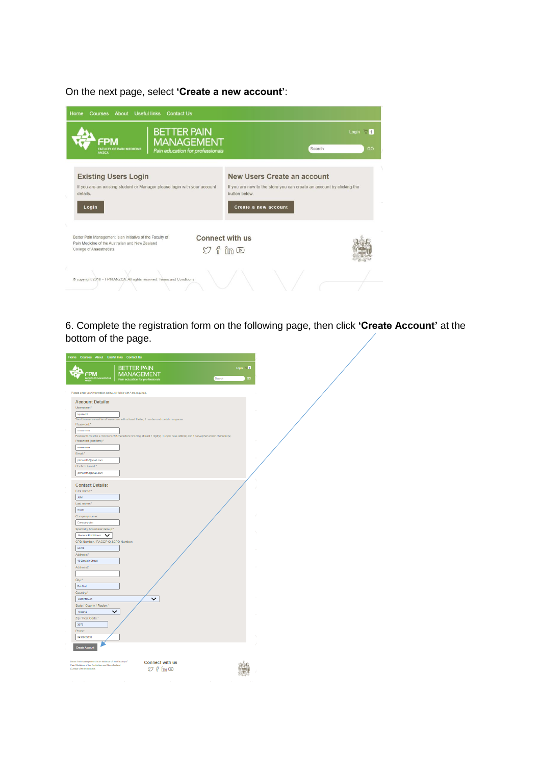On the next page, select **'Create a new account'**:

Home Courses About Useful links Contact Us

FPM FACULTY OF PAIN MEDICINE ANZCA | BETTER PAIN MANAGEMENT Pain education for professionals

Login

Search GO

**Existing Users Login**

If you are an existing student or Manager please login with your account details.

Login

**New Users Create an account**

If you are new to the store you can create an account by clicking the button below.

Create a new account

Better Pain Management is an initiative of the Faculty of Pain Medicine of the Australian and New Zealand College of Anaesthetists.

**Connect with us**

© copyright 2016 – FPM ANZCA. All rights reserved. Terms and Conditions

6. Complete the registration form on the following page, then click **'Create Account'** at the bottom of the page.

Home Courses About Useful links Contact Us

FPM | BETTER PAIN MANAGEMENT Pain education for professionals

Please enter your information below. All fields with * are required.

**Account Details:**

Username:*

Your Username must be all lower case with at least 1 letter, 1 number and contain no spaces.

Password:*

Passwords must be a minimum of 8 characters including at least 1 digit, 1 upper case letter and 1 non-alphanumeric character.

Password (confirm):*

Email:*

Confirm Email:*

**Contact Details:**

First name:*

Last name:*

Company name:

Specialty Area/User Group:*

CPD Number | RACGP QI&CPD Number:

Address:*

Address2:

City:*

Country:*

State / County / Region:*

Zip / Post Code:*

Phone:

Create Account

**Connect with us**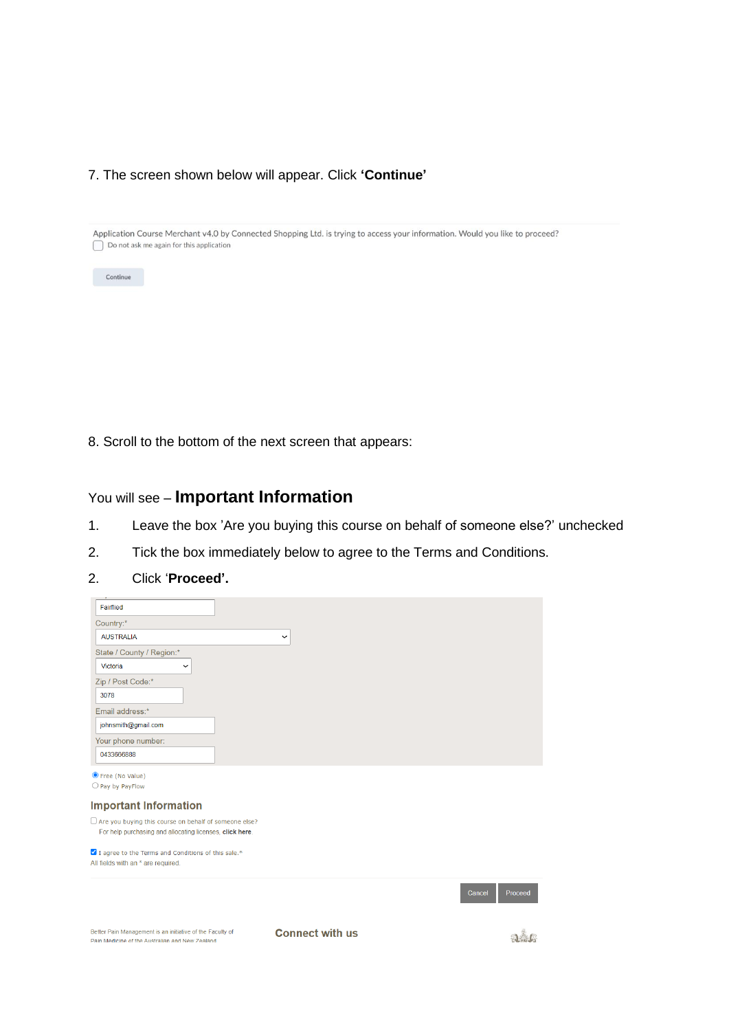7. The screen shown below will appear. Click **'Continue'**

Application Course Merchant v4.0 by Connected Shopping Ltd. is trying to access your information. Would you like to proceed?

☐ Do not ask me again for this application

Continue

8. Scroll to the bottom of the next screen that appears:

You will see – **Important Information**

1. Leave the box 'Are you buying this course on behalf of someone else?' unchecked
2. Tick the box immediately below to agree to the Terms and Conditions.
3. Click '**Proceed'.**

Fairflied

Country:*

AUSTRALIA

State / County / Region:*

Victoria

Zip / Post Code:*

3078

Email address:*

johnsmith@gmail.com

Your phone number:

0433666888

◉ Free (No Value)

○ Pay by PayFlow

### Important Information

☐ Are you buying this course on behalf of someone else?

For help purchasing and allocating licenses, **click here**

☑ I agree to the Terms and Conditions of this sale.*

All fields with an * are required.

Cancel | Proceed

Better Pain Management is an initiative of the Faculty of Pain Medicine of the Australian and New Zealand

**Connect with us**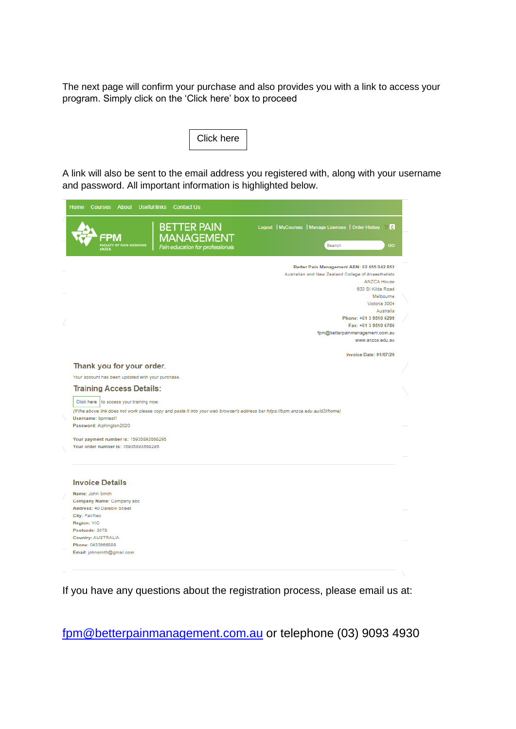The next page will confirm your purchase and also provides you with a link to access your program. Simply click on the 'Click here' box to proceed

Click here

A link will also be sent to the email address you registered with, along with your username and password. All important information is highlighted below.

Home Courses About Useful links Contact Us

FPM FACULTY OF PAIN MEDICINE ANZCA

BETTER PAIN MANAGEMENT
Pain education for professionals

Logout | MyCourses | Manage Licences | Order History 0

Search GO

**Better Pain Management ABN:** 82 055 042 852
Australian and New Zealand College of Anaesthetists
ANZCA House
630 St Kilda Road
Melbourne
Victoria 3004
Australia
**Phone:** +61 3 9510 6299
**Fax:** +61 3 9510 6786
fpm@betterpainmanagement.com.au
www.anzca.edu.au

**Invoice Date:** 01/07/20

Thank you for your order.

Your account has been updated with your purchase.

Training Access Details:

Click here to access your training now.

*(If the above link does not work please copy and paste it into your web browser's address bar https://bpm.anzca.edu.au/d2l/home)*

**Username:** bpmtest1
**Password:** Alphington2020

**Your payment number is:** 15935893568295
**Your order number is:** 15935893568295

Invoice Details

**Name:** John Smith
**Company Name:** Company abc
**Address:** 40 Darebin Street
**City:** Fairfield
**Region:** VIC
**Postcode:** 3078
**Country:** AUSTRALIA
**Phone:** 0433666888
**Email:** johnsmith@gmail.com

If you have any questions about the registration process, please email us at:

fpm@betterpainmanagement.com.au or telephone (03) 9093 4930